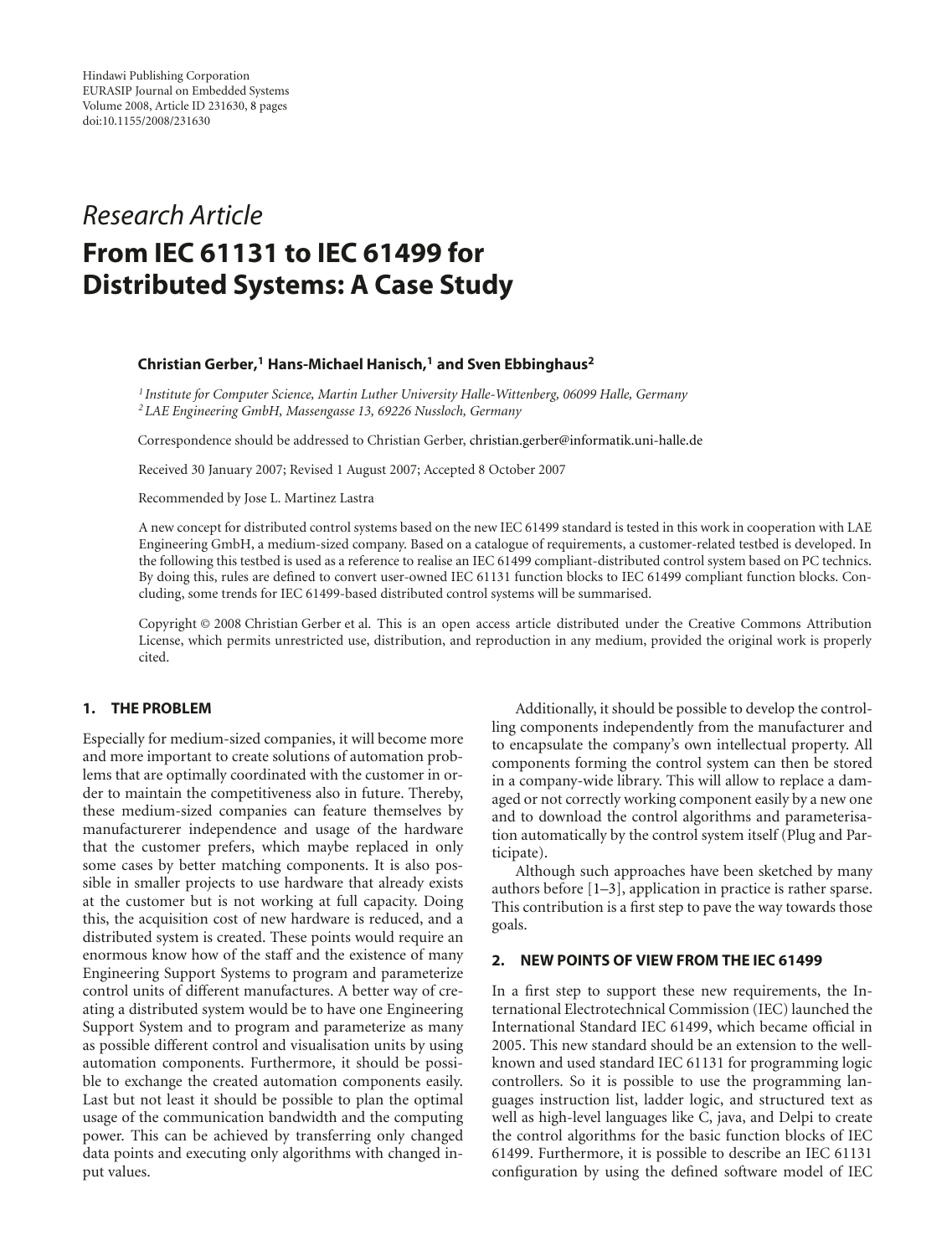Research Article

# From IEC 61131 to IEC 61499 for Distributed Systems: A Case Study

**Christian Gerber,[1] Hans-Michael Hanisch,[1] and Sven Ebbinghaus[2]**

[1] *Institute for Computer Science, Martin Luther University Halle-Wittenberg, 06099 Halle, Germany*
[2] *LAE Engineering GmbH, Massengasse 13, 69226 Nussloch, Germany*

Correspondence should be addressed to Christian Gerber, christian.gerber@informatik.uni-halle.de

Received 30 January 2007; Revised 1 August 2007; Accepted 8 October 2007

Recommended by Jose L. Martinez Lastra

A new concept for distributed control systems based on the new IEC 61499 standard is tested in this work in cooperation with LAE Engineering GmbH, a medium-sized company. Based on a catalogue of requirements, a customer-related testbed is developed. In the following this testbed is used as a reference to realise an IEC 61499 compliant-distributed control system based on PC technics. By doing this, rules are defined to convert user-owned IEC 61131 function blocks to IEC 61499 compliant function blocks. Concluding, some trends for IEC 61499-based distributed control systems will be summarised.

Copyright © 2008 Christian Gerber et al. This is an open access article distributed under the Creative Commons Attribution License, which permits unrestricted use, distribution, and reproduction in any medium, provided the original work is properly cited.

## 1. THE PROBLEM

Especially for medium-sized companies, it will become more and more important to create solutions of automation problems that are optimally coordinated with the customer in order to maintain the competitiveness also in future. Thereby, these medium-sized companies can feature themselves by manufacturerer independence and usage of the hardware that the customer prefers, which maybe replaced in only some cases by better matching components. It is also possible in smaller projects to use hardware that already exists at the customer but is not working at full capacity. Doing this, the acquisition cost of new hardware is reduced, and a distributed system is created. These points would require an enormous know how of the staff and the existence of many Engineering Support Systems to program and parameterize control units of different manufactures. A better way of creating a distributed system would be to have one Engineering Support System and to program and parameterize as many as possible different control and visualisation units by using automation components. Furthermore, it should be possible to exchange the created automation components easily. Last but not least it should be possible to plan the optimal usage of the communication bandwidth and the computing power. This can be achieved by transferring only changed data points and executing only algorithms with changed input values.

Additionally, it should be possible to develop the controlling components independently from the manufacturer and to encapsulate the company's own intellectual property. All components forming the control system can then be stored in a company-wide library. This will allow to replace a damaged or not correctly working component easily by a new one and to download the control algorithms and parameterisation automatically by the control system itself (Plug and Participate).

Although such approaches have been sketched by many authors before [1–3], application in practice is rather sparse. This contribution is a first step to pave the way towards those goals.

## 2. NEW POINTS OF VIEW FROM THE IEC 61499

In a first step to support these new requirements, the International Electrotechnical Commission (IEC) launched the International Standard IEC 61499, which became official in 2005. This new standard should be an extension to the well-known and used standard IEC 61131 for programming logic controllers. So it is possible to use the programming languages instruction list, ladder logic, and structured text as well as high-level languages like C, java, and Delpi to create the control algorithms for the basic function blocks of IEC 61499. Furthermore, it is possible to describe an IEC 61131 configuration by using the defined software model of IEC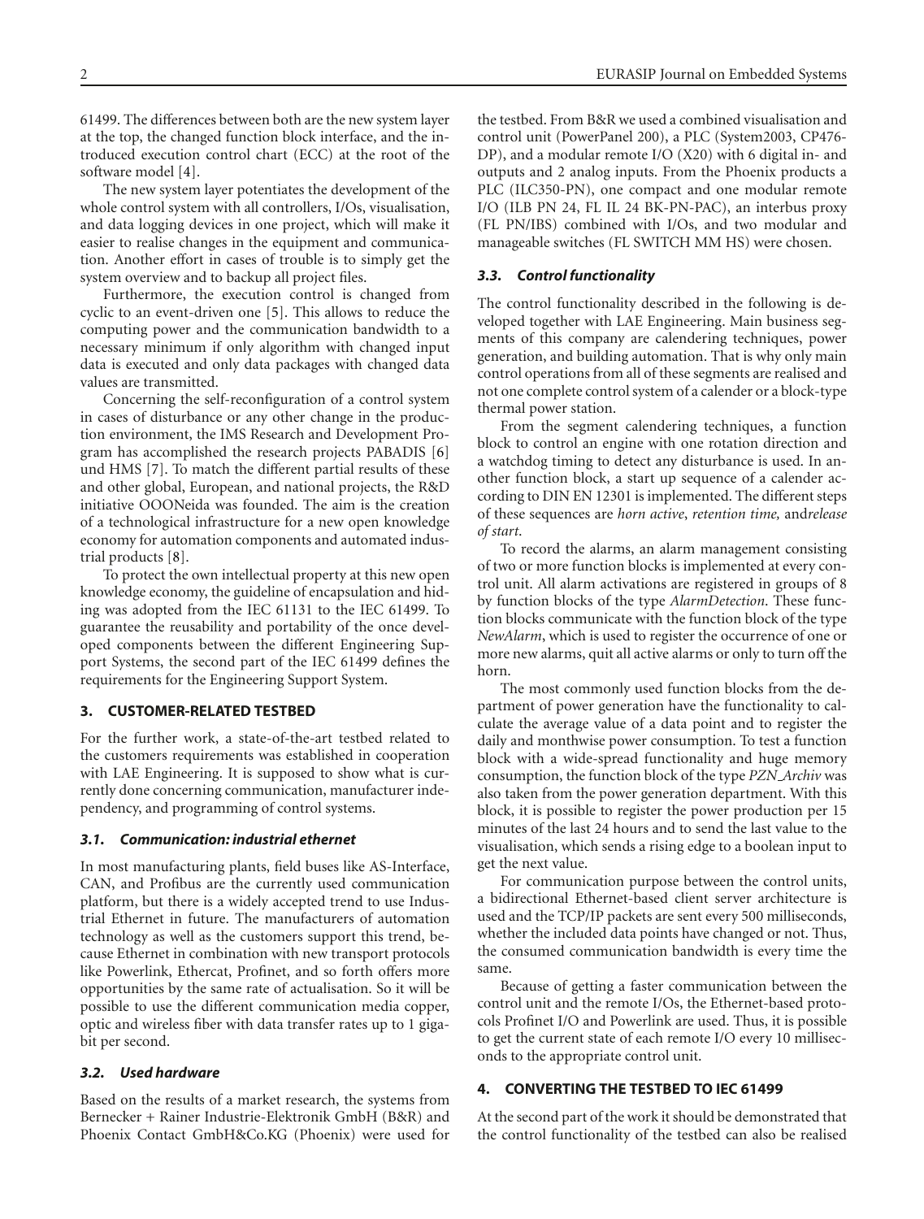61499. The differences between both are the new system layer at the top, the changed function block interface, and the introduced execution control chart (ECC) at the root of the software model [4].

The new system layer potentiates the development of the whole control system with all controllers, I/Os, visualisation, and data logging devices in one project, which will make it easier to realise changes in the equipment and communication. Another effort in cases of trouble is to simply get the system overview and to backup all project files.

Furthermore, the execution control is changed from cyclic to an event-driven one [5]. This allows to reduce the computing power and the communication bandwidth to a necessary minimum if only algorithm with changed input data is executed and only data packages with changed data values are transmitted.

Concerning the self-reconfiguration of a control system in cases of disturbance or any other change in the production environment, the IMS Research and Development Program has accomplished the research projects PABADIS [6] und HMS [7]. To match the different partial results of these and other global, European, and national projects, the R&D initiative OOONeida was founded. The aim is the creation of a technological infrastructure for a new open knowledge economy for automation components and automated industrial products [8].

To protect the own intellectual property at this new open knowledge economy, the guideline of encapsulation and hiding was adopted from the IEC 61131 to the IEC 61499. To guarantee the reusability and portability of the once developed components between the different Engineering Support Systems, the second part of the IEC 61499 defines the requirements for the Engineering Support System.

## 3. CUSTOMER-RELATED TESTBED

For the further work, a state-of-the-art testbed related to the customers requirements was established in cooperation with LAE Engineering. It is supposed to show what is currently done concerning communication, manufacturer independency, and programming of control systems.

### 3.1. Communication: industrial ethernet

In most manufacturing plants, field buses like AS-Interface, CAN, and Profibus are the currently used communication platform, but there is a widely accepted trend to use Industrial Ethernet in future. The manufacturers of automation technology as well as the customers support this trend, because Ethernet in combination with new transport protocols like Powerlink, Ethercat, Profinet, and so forth offers more opportunities by the same rate of actualisation. So it will be possible to use the different communication media copper, optic and wireless fiber with data transfer rates up to 1 gigabit per second.

### 3.2. Used hardware

Based on the results of a market research, the systems from Bernecker + Rainer Industrie-Elektronik GmbH (B&R) and Phoenix Contact GmbH&Co.KG (Phoenix) were used for the testbed. From B&R we used a combined visualisation and control unit (PowerPanel 200), a PLC (System2003, CP476-DP), and a modular remote I/O (X20) with 6 digital in- and outputs and 2 analog inputs. From the Phoenix products a PLC (ILC350-PN), one compact and one modular remote I/O (ILB PN 24, FL IL 24 BK-PN-PAC), an interbus proxy (FL PN/IBS) combined with I/Os, and two modular and manageable switches (FL SWITCH MM HS) were chosen.

### 3.3. Control functionality

The control functionality described in the following is developed together with LAE Engineering. Main business segments of this company are calendering techniques, power generation, and building automation. That is why only main control operations from all of these segments are realised and not one complete control system of a calender or a block-type thermal power station.

From the segment calendering techniques, a function block to control an engine with one rotation direction and a watchdog timing to detect any disturbance is used. In another function block, a start up sequence of a calender according to DIN EN 12301 is implemented. The different steps of these sequences are *horn active*, *retention time,* and*release of start*.

To record the alarms, an alarm management consisting of two or more function blocks is implemented at every control unit. All alarm activations are registered in groups of 8 by function blocks of the type *AlarmDetection*. These function blocks communicate with the function block of the type *NewAlarm*, which is used to register the occurrence of one or more new alarms, quit all active alarms or only to turn off the horn.

The most commonly used function blocks from the department of power generation have the functionality to calculate the average value of a data point and to register the daily and monthwise power consumption. To test a function block with a wide-spread functionality and huge memory consumption, the function block of the type *PZN_Archiv* was also taken from the power generation department. With this block, it is possible to register the power production per 15 minutes of the last 24 hours and to send the last value to the visualisation, which sends a rising edge to a boolean input to get the next value.

For communication purpose between the control units, a bidirectional Ethernet-based client server architecture is used and the TCP/IP packets are sent every 500 milliseconds, whether the included data points have changed or not. Thus, the consumed communication bandwidth is every time the same.

Because of getting a faster communication between the control unit and the remote I/Os, the Ethernet-based protocols Profinet I/O and Powerlink are used. Thus, it is possible to get the current state of each remote I/O every 10 milliseconds to the appropriate control unit.

## 4. CONVERTING THE TESTBED TO IEC 61499

At the second part of the work it should be demonstrated that the control functionality of the testbed can also be realised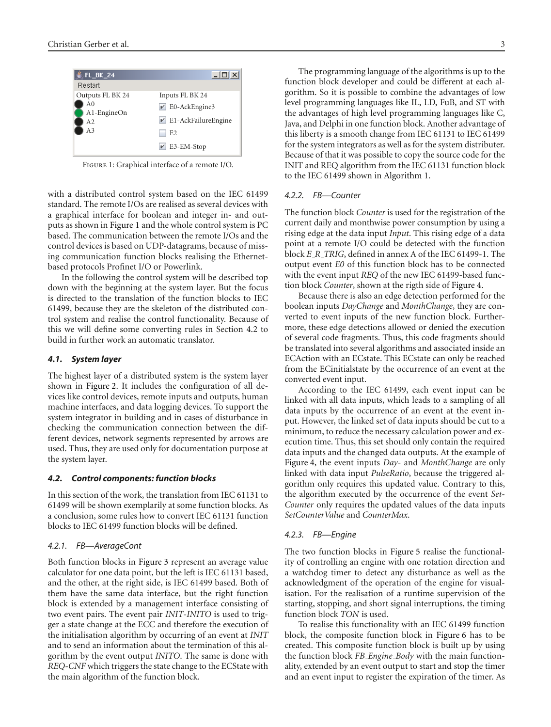FIGURE 1: Graphical interface of a remote I/O.

with a distributed control system based on the IEC 61499 standard. The remote I/Os are realised as several devices with a graphical interface for boolean and integer in- and outputs as shown in Figure 1 and the whole control system is PC based. The communication between the remote I/Os and the control devices is based on UDP-datagrams, because of missing communication function blocks realising the Ethernet-based protocols Profinet I/O or Powerlink.

In the following the control system will be described top down with the beginning at the system layer. But the focus is directed to the translation of the function blocks to IEC 61499, because they are the skeleton of the distributed control system and realise the control functionality. Because of this we will define some converting rules in Section 4.2 to build in further work an automatic translator.

### *4.1. System layer*

The highest layer of a distributed system is the system layer shown in Figure 2. It includes the configuration of all devices like control devices, remote inputs and outputs, human machine interfaces, and data logging devices. To support the system integrator in building and in cases of disturbance in checking the communication connection between the different devices, network segments represented by arrows are used. Thus, they are used only for documentation purpose at the system layer.

### *4.2. Control components: function blocks*

In this section of the work, the translation from IEC 61131 to 61499 will be shown exemplarily at some function blocks. As a conclusion, some rules how to convert IEC 61131 function blocks to IEC 61499 function blocks will be defined.

#### *4.2.1. FB—AverageCont*

Both function blocks in Figure 3 represent an average value calculator for one data point, but the left is IEC 61131 based, and the other, at the right side, is IEC 61499 based. Both of them have the same data interface, but the right function block is extended by a management interface consisting of two event pairs. The event pair *INIT*-*INITO* is used to trigger a state change at the ECC and therefore the execution of the initialisation algorithm by occurring of an event at *INIT* and to send an information about the termination of this algorithm by the event output *INITO*. The same is done with *REQ*-*CNF* which triggers the state change to the ECState with the main algorithm of the function block.

The programming language of the algorithms is up to the function block developer and could be different at each algorithm. So it is possible to combine the advantages of low level programming languages like IL, LD, FuB, and ST with the advantages of high level programming languages like C, Java, and Delphi in one function block. Another advantage of this liberty is a smooth change from IEC 61131 to IEC 61499 for the system integrators as well as for the system distributer. Because of that it was possible to copy the source code for the INIT and REQ algorithm from the IEC 61131 function block to the IEC 61499 shown in Algorithm 1.

#### *4.2.2. FB—Counter*

The function block *Counter* is used for the registration of the current daily and monthwise power consumption by using a rising edge at the data input *Input*. This rising edge of a data point at a remote I/O could be detected with the function block *E_R_TRIG*, defined in annex A of the IEC 61499-1. The output event *E0* of this function block has to be connected with the event input *REQ* of the new IEC 61499-based function block *Counter*, shown at the rigth side of Figure 4.

Because there is also an edge detection performed for the boolean inputs *DayChange* and *MonthChange*, they are converted to event inputs of the new function block. Furthermore, these edge detections allowed or denied the execution of several code fragments. Thus, this code fragments should be translated into several algorithms and associated inside an ECAction with an ECstate. This ECstate can only be reached from the ECinitialstate by the occurrence of an event at the converted event input.

According to the IEC 61499, each event input can be linked with all data inputs, which leads to a sampling of all data inputs by the occurrence of an event at the event input. However, the linked set of data inputs should be cut to a minimum, to reduce the necessary calculation power and execution time. Thus, this set should only contain the required data inputs and the changed data outputs. At the example of Figure 4, the event inputs *Day*- and *MonthChange* are only linked with data input *PulseRatio*, because the triggered algorithm only requires this updated value. Contrary to this, the algorithm executed by the occurrence of the event *SetCounter* only requires the updated values of the data inputs *SetCounterValue* and *CounterMax*.

#### *4.2.3. FB—Engine*

The two function blocks in Figure 5 realise the functionality of controlling an engine with one rotation direction and a watchdog timer to detect any disturbance as well as the acknowledgment of the operation of the engine for visualisation. For the realisation of a runtime supervision of the starting, stopping, and short signal interruptions, the timing function block *TON* is used.

To realise this functionality with an IEC 61499 function block, the composite function block in Figure 6 has to be created. This composite function block is built up by using the function block *FB_Engine_Body* with the main functionality, extended by an event output to start and stop the timer and an event input to register the expiration of the timer. As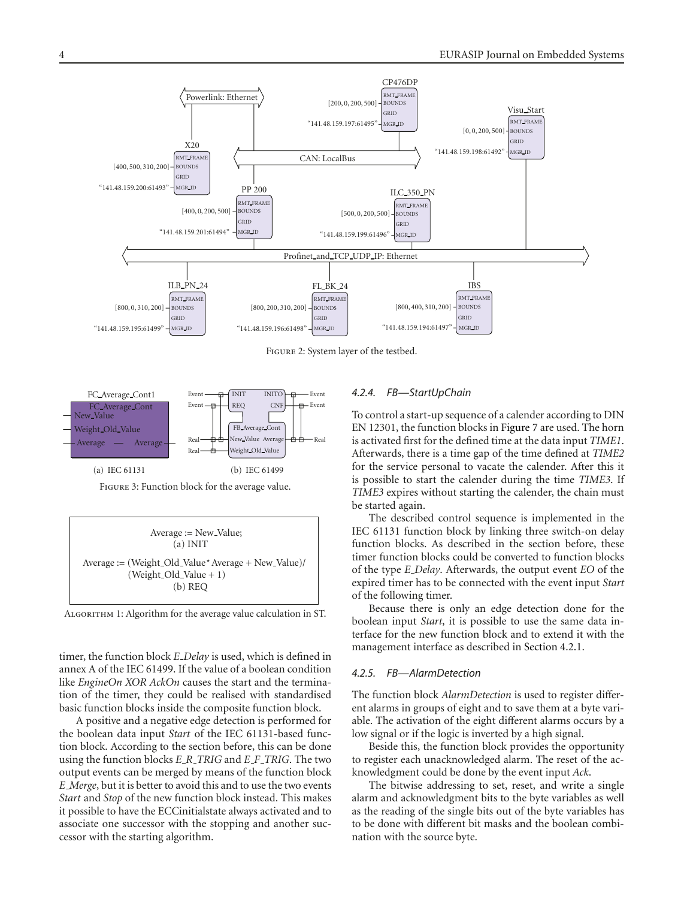Figure 2: System layer of the testbed.

Figure 3: Function block for the average value.

```
Average := New_Value;
(a) INIT

Average := (Weight_Old_Value*Average + New_Value)/
           (Weight_Old_Value + 1)
(b) REQ
```

Algorithm 1: Algorithm for the average value calculation in ST.

timer, the function block *E_Delay* is used, which is defined in annex A of the IEC 61499. If the value of a boolean condition like *EngineOn XOR AckOn* causes the start and the termination of the timer, they could be realised with standardised basic function blocks inside the composite function block.

A positive and a negative edge detection is performed for the boolean data input *Start* of the IEC 61131-based function block. According to the section before, this can be done using the function blocks *E_R_TRIG* and *E_F_TRIG*. The two output events can be merged by means of the function block *E_Merge*, but it is better to avoid this and to use the two events *Start* and *Stop* of the new function block instead. This makes it possible to have the ECCinitialstate always activated and to associate one successor with the stopping and another successor with the starting algorithm.

#### 4.2.4. FB—StartUpChain

To control a start-up sequence of a calender according to DIN EN 12301, the function blocks in Figure 7 are used. The horn is activated first for the defined time at the data input *TIME1*. Afterwards, there is a time gap of the time defined at *TIME2* for the service personal to vacate the calender. After this it is possible to start the calender during the time *TIME3*. If *TIME3* expires without starting the calender, the chain must be started again.

The described control sequence is implemented in the IEC 61131 function block by linking three switch-on delay function blocks. As described in the section before, these timer function blocks could be converted to function blocks of the type *E_Delay*. Afterwards, the output event *EO* of the expired timer has to be connected with the event input *Start* of the following timer.

Because there is only an edge detection done for the boolean input *Start*, it is possible to use the same data interface for the new function block and to extend it with the management interface as described in Section 4.2.1.

#### 4.2.5. FB—AlarmDetection

The function block *AlarmDetection* is used to register different alarms in groups of eight and to save them at a byte variable. The activation of the eight different alarms occurs by a low signal or if the logic is inverted by a high signal.

Beside this, the function block provides the opportunity to register each unacknowledged alarm. The reset of the acknowledgment could be done by the event input *Ack*.

The bitwise addressing to set, reset, and write a single alarm and acknowledgment bits to the byte variables as well as the reading of the single bits out of the byte variables has to be done with different bit masks and the boolean combination with the source byte.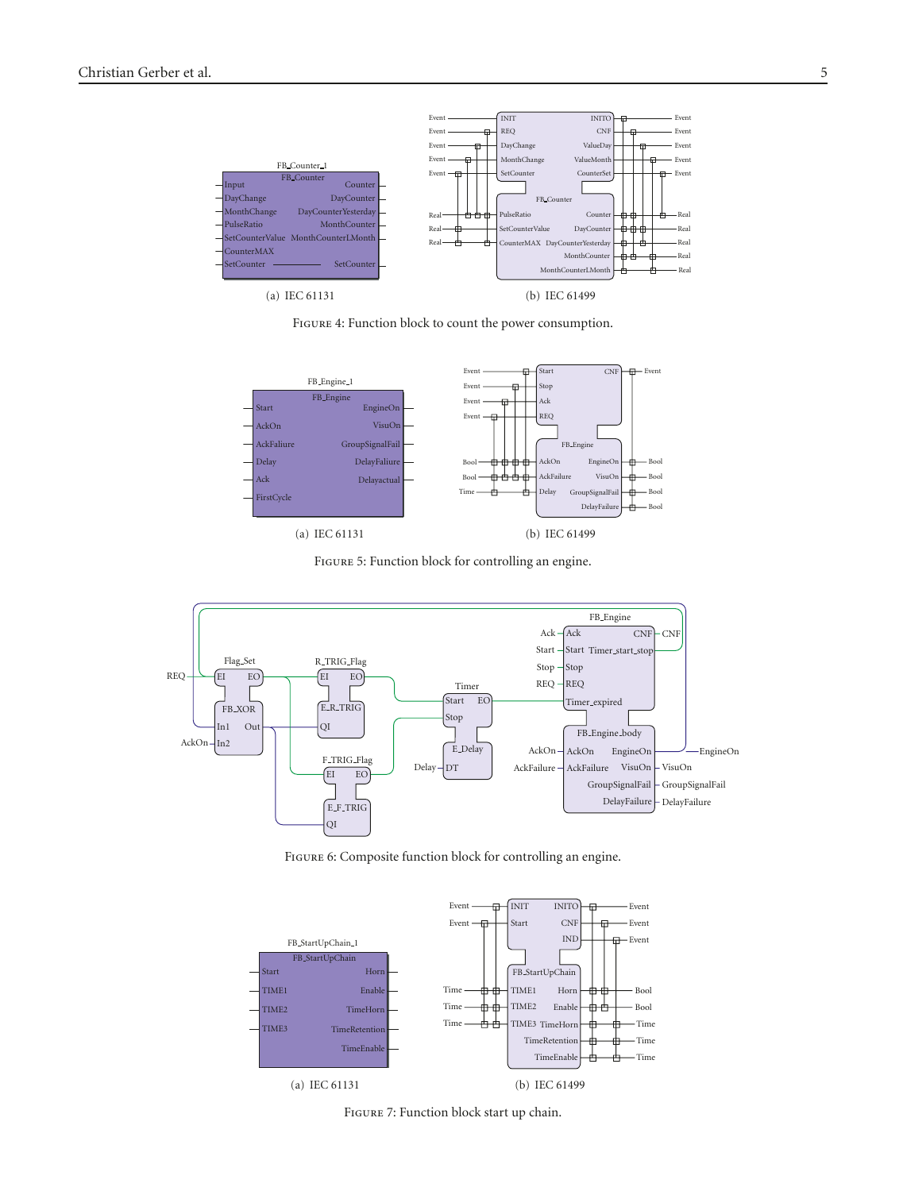(a) IEC 61131

(b) IEC 61499

Figure 4: Function block to count the power consumption.

(a) IEC 61131

(b) IEC 61499

Figure 5: Function block for controlling an engine.

Figure 6: Composite function block for controlling an engine.

(a) IEC 61131

(b) IEC 61499

Figure 7: Function block start up chain.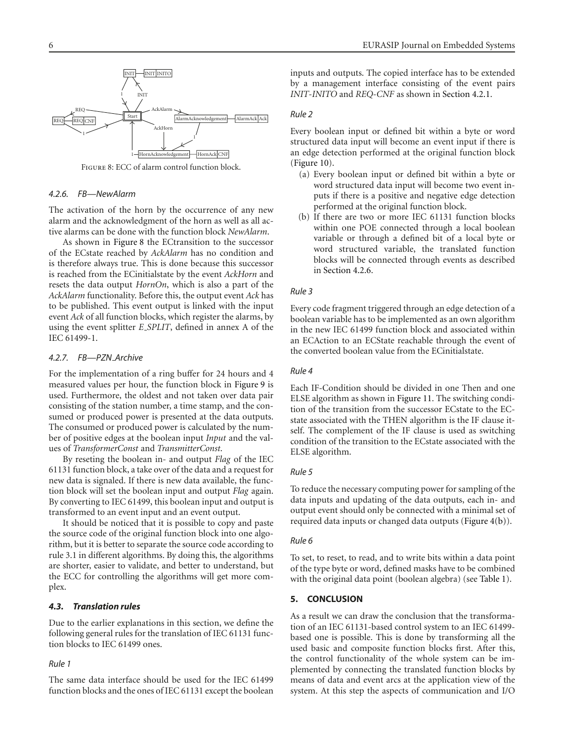Figure 8: ECC of alarm control function block.

#### 4.2.6. FB—NewAlarm

The activation of the horn by the occurrence of any new alarm and the acknowledgment of the horn as well as all active alarms can be done with the function block *NewAlarm*.

As shown in Figure 8 the ECtransition to the successor of the ECstate reached by *AckAlarm* has no condition and is therefore always true. This is done because this successor is reached from the ECinitialstate by the event *AckHorn* and resets the data output *HornOn*, which is also a part of the *AckAlarm* functionality. Before this, the output event *Ack* has to be published. This event output is linked with the input event *Ack* of all function blocks, which register the alarms, by using the event splitter *E_SPLIT*, defined in annex A of the IEC 61499-1.

#### 4.2.7. FB—PZN_Archive

For the implementation of a ring buffer for 24 hours and 4 measured values per hour, the function block in Figure 9 is used. Furthermore, the oldest and not taken over data pair consisting of the station number, a time stamp, and the consumed or produced power is presented at the data outputs. The consumed or produced power is calculated by the number of positive edges at the boolean input *Input* and the values of *TransformerConst* and *TransmitterConst*.

By reseting the boolean in- and output *Flag* of the IEC 61131 function block, a take over of the data and a request for new data is signaled. If there is new data available, the function block will set the boolean input and output *Flag* again. By converting to IEC 61499, this boolean input and output is transformed to an event input and an event output.

It should be noticed that it is possible to copy and paste the source code of the original function block into one algorithm, but it is better to separate the source code according to rule 3.1 in different algorithms. By doing this, the algorithms are shorter, easier to validate, and better to understand, but the ECC for controlling the algorithms will get more complex.

### 4.3. Translation rules

Due to the earlier explanations in this section, we define the following general rules for the translation of IEC 61131 function blocks to IEC 61499 ones.

#### Rule 1

The same data interface should be used for the IEC 61499 function blocks and the ones of IEC 61131 except the boolean inputs and outputs. The copied interface has to be extended by a management interface consisting of the event pairs *INIT-INITO* and *REQ-CNF* as shown in Section 4.2.1.

#### Rule 2

Every boolean input or defined bit within a byte or word structured data input will become an event input if there is an edge detection performed at the original function block (Figure 10).

(a) Every boolean input or defined bit within a byte or word structured data input will become two event inputs if there is a positive and negative edge detection performed at the original function block.

(b) If there are two or more IEC 61131 function blocks within one POE connected through a local boolean variable or through a defined bit of a local byte or word structured variable, the translated function blocks will be connected through events as described in Section 4.2.6.

#### Rule 3

Every code fragment triggered through an edge detection of a boolean variable has to be implemented as an own algorithm in the new IEC 61499 function block and associated within an ECAction to an ECState reachable through the event of the converted boolean value from the ECinitialstate.

#### Rule 4

Each IF-Condition should be divided in one Then and one ELSE algorithm as shown in Figure 11. The switching condition of the transition from the successor ECstate to the ECstate associated with the THEN algorithm is the IF clause itself. The complement of the IF clause is used as switching condition of the transition to the ECstate associated with the ELSE algorithm.

#### Rule 5

To reduce the necessary computing power for sampling of the data inputs and updating of the data outputs, each in- and output event should only be connected with a minimal set of required data inputs or changed data outputs (Figure 4(b)).

#### Rule 6

To set, to reset, to read, and to write bits within a data point of the type byte or word, defined masks have to be combined with the original data point (boolean algebra) (see Table 1).

## 5. CONCLUSION

As a result we can draw the conclusion that the transformation of an IEC 61131-based control system to an IEC 61499-based one is possible. This is done by transforming all the used basic and composite function blocks first. After this, the control functionality of the whole system can be implemented by connecting the translated function blocks by means of data and event arcs at the application view of the system. At this step the aspects of communication and I/O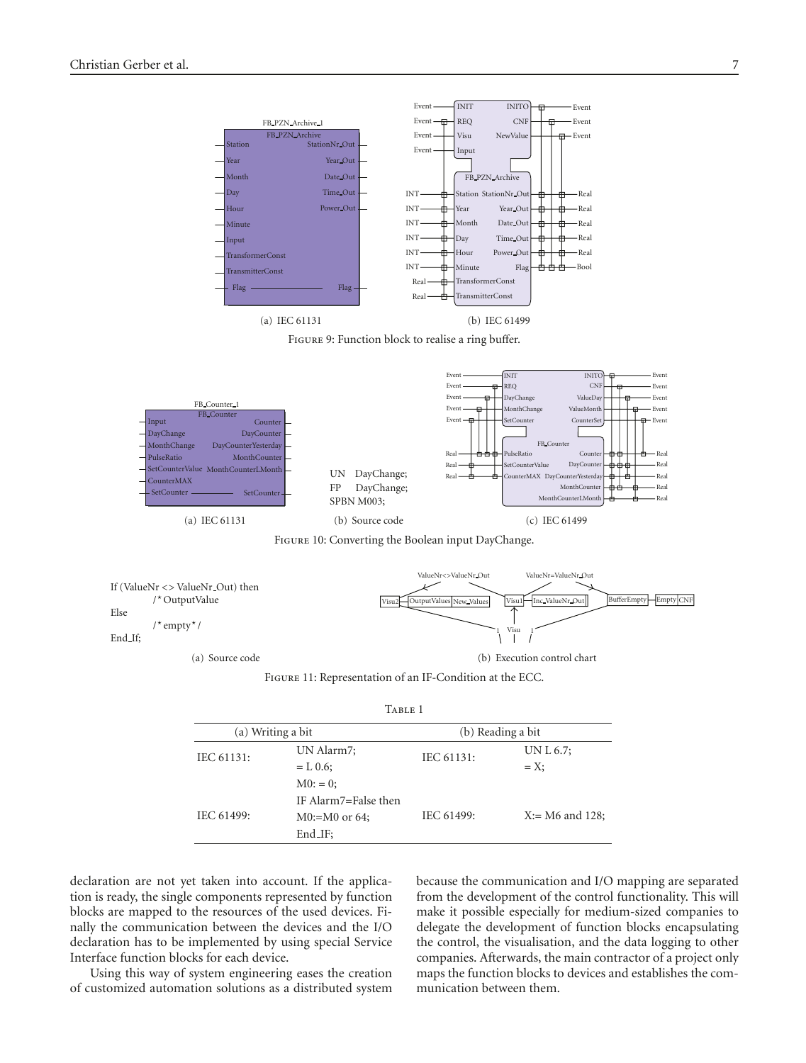FIGURE 9: Function block to realise a ring buffer.

(a) IEC 61131 (b) IEC 61499

(a) IEC 61131

```
UN    DayChange;
FP    DayChange;
SPBN M003;
```

(b) Source code

(c) IEC 61499

FIGURE 10: Converting the Boolean input DayChange.

```
If (ValueNr <> ValueNr_Out) then
        /* OutputValue
Else
        /* empty */
End_If;
```

(a) Source code

(b) Execution control chart

FIGURE 11: Representation of an IF-Condition at the ECC.

TABLE 1

| (a) Writing a bit | | (b) Reading a bit | |
|---|---|---|---|
| IEC 61131: | UN Alarm7;<br>= L 0.6; | IEC 61131: | UN L 6.7;<br>= X; |
| IEC 61499: | M0: = 0;<br>IF Alarm7=False then<br>M0:=M0 or 64;<br>End_IF; | IEC 61499: | X:= M6 and 128; |

declaration are not yet taken into account. If the application is ready, the single components represented by function blocks are mapped to the resources of the used devices. Finally the communication between the devices and the I/O declaration has to be implemented by using special Service Interface function blocks for each device.

Using this way of system engineering eases the creation of customized automation solutions as a distributed system because the communication and I/O mapping are separated from the development of the control functionality. This will make it possible especially for medium-sized companies to delegate the development of function blocks encapsulating the control, the visualisation, and the data logging to other companies. Afterwards, the main contractor of a project only maps the function blocks to devices and establishes the communication between them.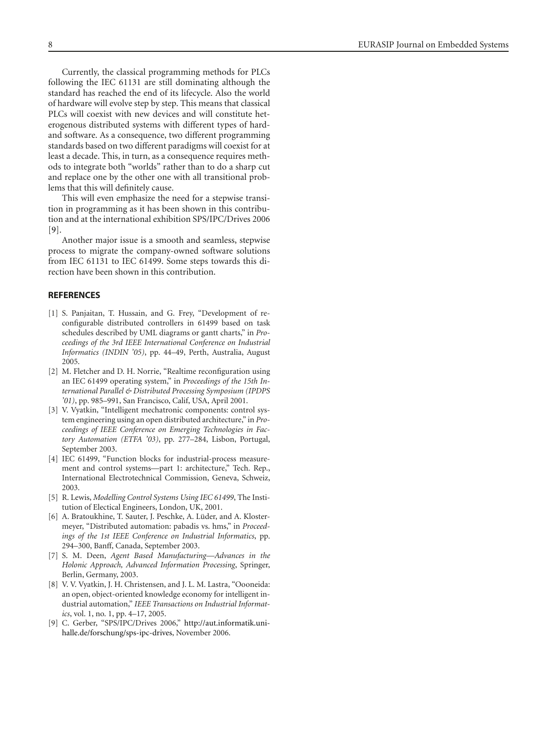Currently, the classical programming methods for PLCs following the IEC 61131 are still dominating although the standard has reached the end of its lifecycle. Also the world of hardware will evolve step by step. This means that classical PLCs will coexist with new devices and will constitute heterogenous distributed systems with different types of hard- and software. As a consequence, two different programming standards based on two different paradigms will coexist for at least a decade. This, in turn, as a consequence requires methods to integrate both "worlds" rather than to do a sharp cut and replace one by the other one with all transitional problems that this will definitely cause.

This will even emphasize the need for a stepwise transition in programming as it has been shown in this contribution and at the international exhibition SPS/IPC/Drives 2006 [9].

Another major issue is a smooth and seamless, stepwise process to migrate the company-owned software solutions from IEC 61131 to IEC 61499. Some steps towards this direction have been shown in this contribution.

## REFERENCES

[1] S. Panjaitan, T. Hussain, and G. Frey, "Development of reconfigurable distributed controllers in 61499 based on task schedules described by UML diagrams or gantt charts," in *Proceedings of the 3rd IEEE International Conference on Industrial Informatics (INDIN '05)*, pp. 44–49, Perth, Australia, August 2005.

[2] M. Fletcher and D. H. Norrie, "Realtime reconfiguration using an IEC 61499 operating system," in *Proceedings of the 15th International Parallel & Distributed Processing Symposium (IPDPS '01)*, pp. 985–991, San Francisco, Calif, USA, April 2001.

[3] V. Vyatkin, "Intelligent mechatronic components: control system engineering using an open distributed architecture," in *Proceedings of IEEE Conference on Emerging Technologies in Factory Automation (ETFA '03)*, pp. 277–284, Lisbon, Portugal, September 2003.

[4] IEC 61499, "Function blocks for industrial-process measurement and control systems—part 1: architecture," Tech. Rep., International Electrotechnical Commission, Geneva, Schweiz, 2003.

[5] R. Lewis, *Modelling Control Systems Using IEC 61499*, The Institution of Electical Engineers, London, UK, 2001.

[6] A. Bratoukhine, T. Sauter, J. Peschke, A. Lüder, and A. Klostermeyer, "Distributed automation: pabadis vs. hms," in *Proceedings of the 1st IEEE Conference on Industrial Informatics*, pp. 294–300, Banff, Canada, September 2003.

[7] S. M. Deen, *Agent Based Manufacturing—Advances in the Holonic Approach, Advanced Information Processing*, Springer, Berlin, Germany, 2003.

[8] V. V. Vyatkin, J. H. Christensen, and J. L. M. Lastra, "Oooneida: an open, object-oriented knowledge economy for intelligent industrial automation," *IEEE Transactions on Industrial Informatics*, vol. 1, no. 1, pp. 4–17, 2005.

[9] C. Gerber, "SPS/IPC/Drives 2006," http://aut.informatik.uni-halle.de/forschung/sps-ipc-drives, November 2006.